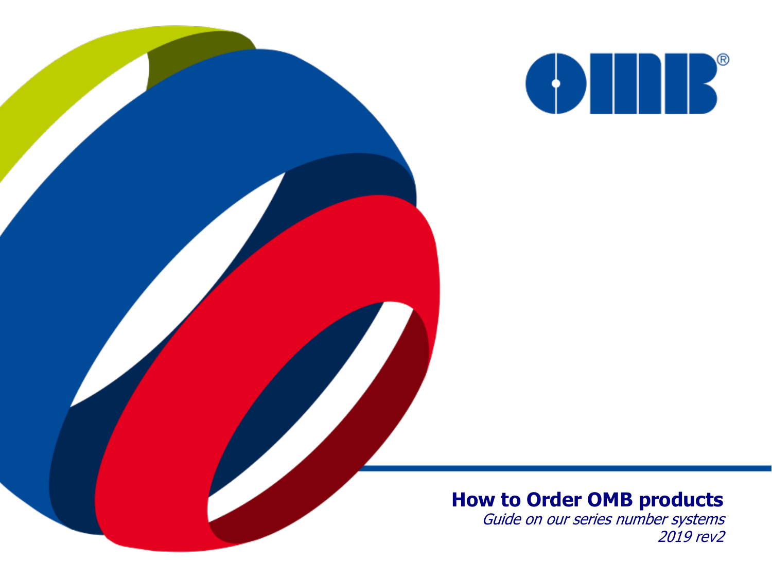# How to Order OMB products

*Guide on our series number systems*

*2019 rev2*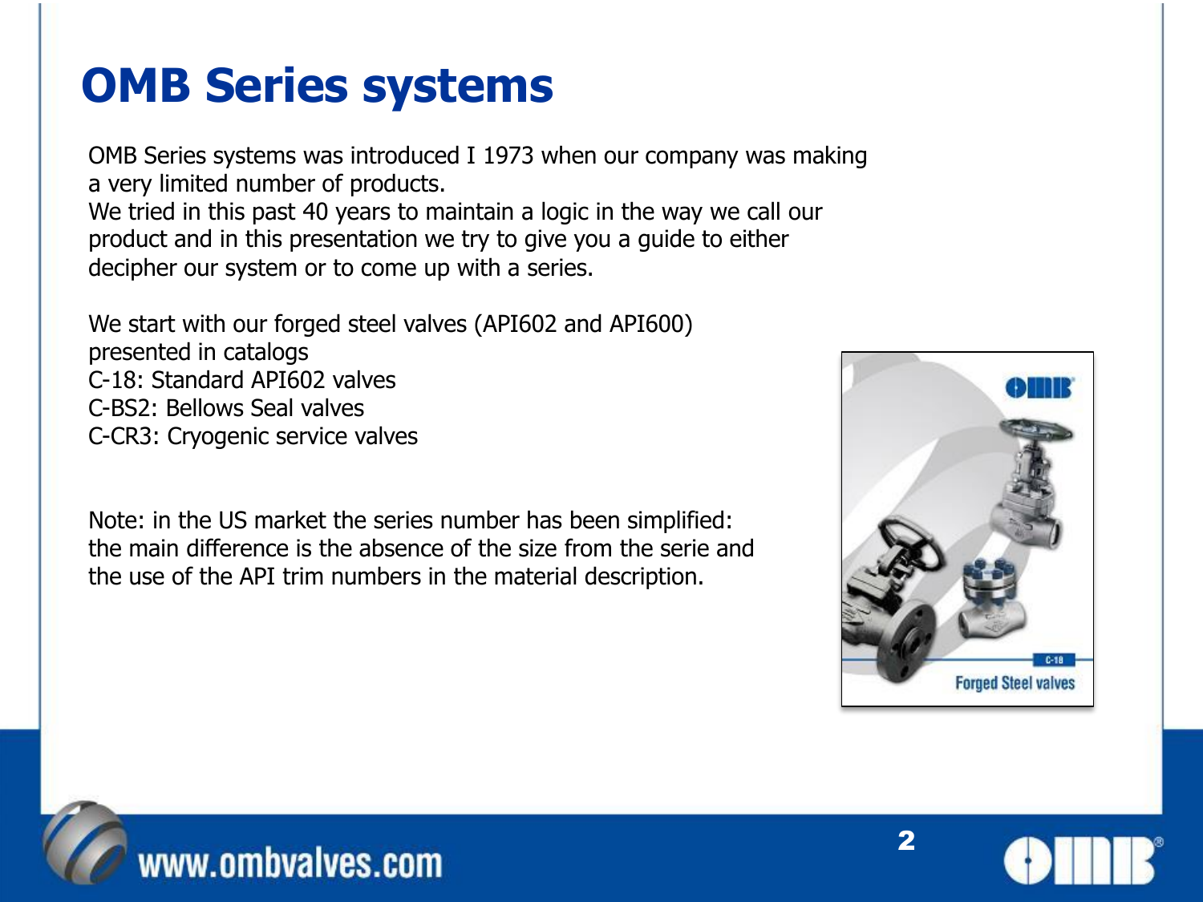# OMB Series systems

OMB Series systems was introduced I 1973 when our company was making a very limited number of products.
We tried in this past 40 years to maintain a logic in the way we call our product and in this presentation we try to give you a guide to either decipher our system or to come up with a series.

We start with our forged steel valves (API602 and API600) presented in catalogs
C-18: Standard API602 valves
C-BS2: Bellows Seal valves
C-CR3: Cryogenic service valves

Note: in the US market the series number has been simplified: the main difference is the absence of the size from the serie and the use of the API trim numbers in the material description.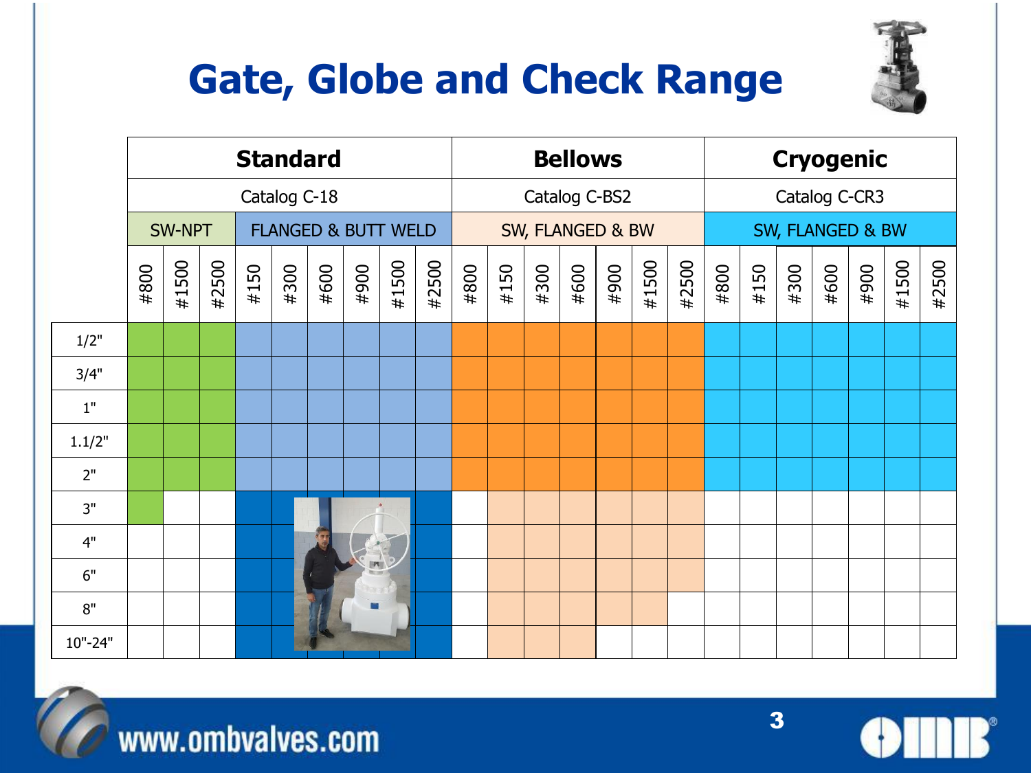# Gate, Globe and Check Range

| | Standard | | | | | | | | | Bellows | | | | | | | Cryogenic | | | | | | |
|---|---|---|---|---|---|---|---|---|---|---|---|---|---|---|---|---|---|---|---|---|---|---|---|
| | Catalog C-18 | | | | | | | | | Catalog C-BS2 | | | | | | | Catalog C-CR3 | | | | | | |
| | SW-NPT | | | FLANGED & BUTT WELD | | | | | | SW, FLANGED & BW | | | | | | | SW, FLANGED & BW | | | | | | |
| | #800 | #1500 | #2500 | #150 | #300 | #600 | #900 | #1500 | #2500 | #800 | #150 | #300 | #600 | #900 | #1500 | #2500 | #800 | #150 | #300 | #600 | #900 | #1500 | #2500 |
| 1/2" | ● | ● | ● | ● | ● | ● | ● | ● | ● | ● | ● | ● | ● | ● | ● | ● | ● | ● | ● | ● | ● | ● | ● |
| 3/4" | ● | ● | ● | ● | ● | ● | ● | ● | ● | ● | ● | ● | ● | ● | ● | ● | ● | ● | ● | ● | ● | ● | ● |
| 1" | ● | ● | ● | ● | ● | ● | ● | ● | ● | ● | ● | ● | ● | ● | ● | ● | ● | ● | ● | ● | ● | ● | ● |
| 1.1/2" | ● | ● | ● | ● | ● | ● | ● | ● | ● | ● | ● | ● | ● | ● | ● | ● | ● | ● | ● | ● | ● | ● | ● |
| 2" | ● | ● | ● | ● | ● | ● | ● | ● | ● | ● | ● | ● | ● | ● | ● | ● | ● | ● | ● | ● | ● | ● | ● |
| 3" | ● | | | ● | ● | ● | ● | ● | ● | | ● | ● | ● | ● | ● | ● | | | | | | | |
| 4" | | | | ● | ● | ● | ● | ● | ● | | ● | ● | ● | ● | ● | ● | | | | | | | |
| 6" | | | | ● | ● | ● | ● | ● | ● | | ● | ● | ● | ● | ● | ● | | | | | | | |
| 8" | | | | ● | ● | ● | ● | ● | ● | | ● | ● | ● | ● | ● | | | | | | | | |
| 10"-24" | | | | ● | ● | ● | ● | ● | ● | | ● | ● | ● | | | | | | | | | | |

www.ombvalves.com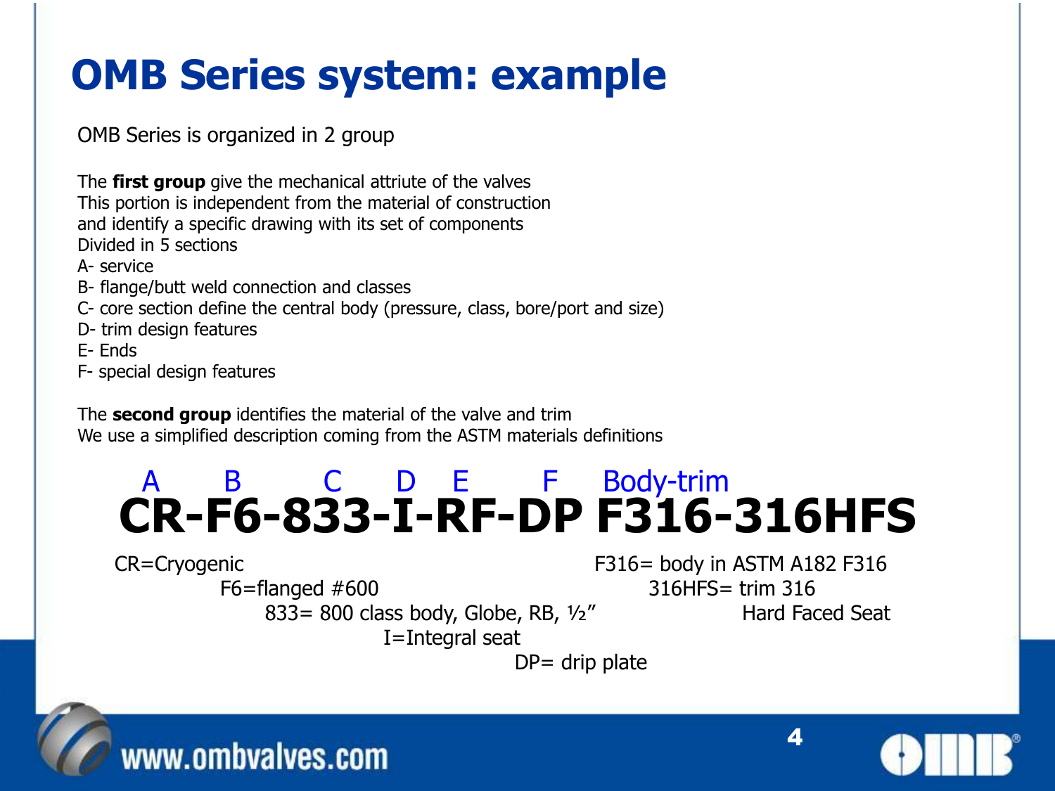# OMB Series system: example

OMB Series is organized in 2 group

The **first group** give the mechanical attriute of the valves
This portion is independent from the material of construction
and identify a specific drawing with its set of components
Divided in 5 sections

A- service
B- flange/butt weld connection and classes
C- core section define the central body (pressure, class, bore/port and size)
D- trim design features
E- Ends
F- special design features

The **second group** identifies the material of the valve and trim
We use a simplified description coming from the ASTM materials definitions

```
  A    B      C    D   E     F   Body-trim
CR-F6-833-I-RF-DP F316-316HFS
```

CR=Cryogenic

F6=flanged #600

833= 800 class body, Globe, RB, ½”

I=Integral seat

DP= drip plate

F316= body in ASTM A182 F316

316HFS= trim 316 Hard Faced Seat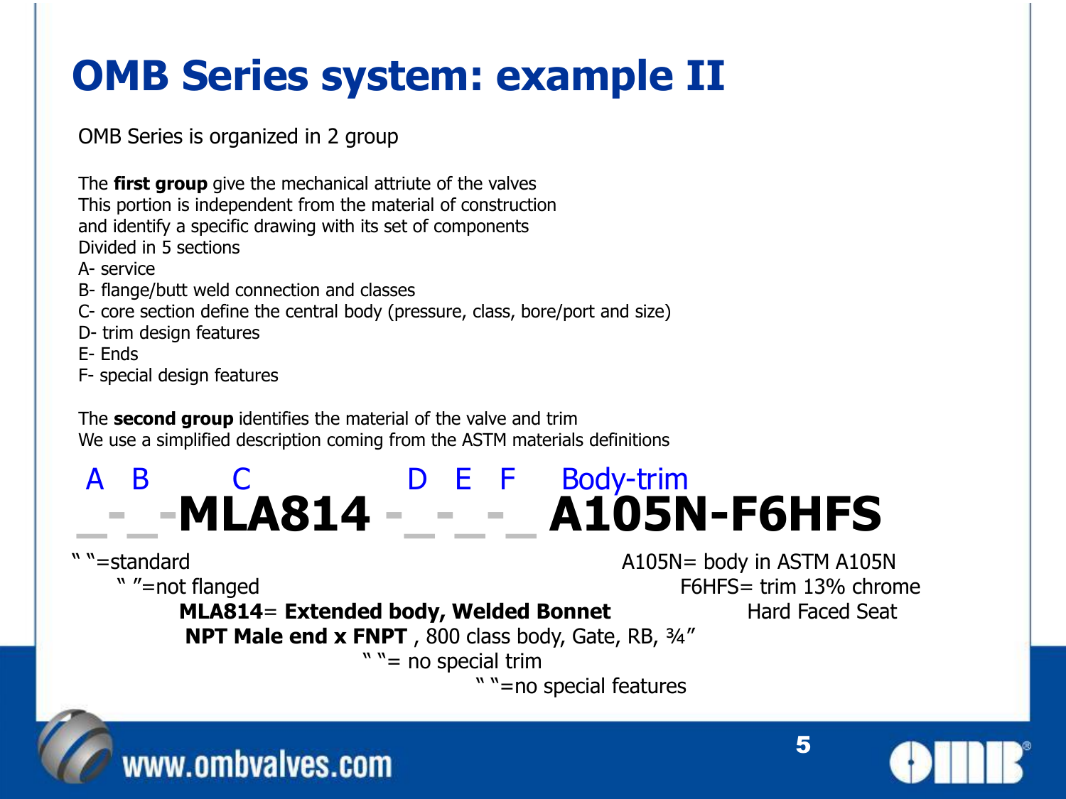# OMB Series system: example II

OMB Series is organized in 2 group

The **first group** give the mechanical attriute of the valves
This portion is independent from the material of construction
and identify a specific drawing with its set of components
Divided in 5 sections
A- service
B- flange/butt weld connection and classes
C- core section define the central body (pressure, class, bore/port and size)
D- trim design features
E- Ends
F- special design features

The **second group** identifies the material of the valve and trim
We use a simplified description coming from the ASTM materials definitions

A B C D E F Body-trim

**_-_-MLA814 -_-_-_ A105N-F6HFS**

" "=standard
" "=not flanged
**MLA814= Extended body, Welded Bonnet**
**NPT Male end x FNPT**, 800 class body, Gate, RB, ¾"
" "= no special trim
" "=no special features

A105N= body in ASTM A105N
F6HFS= trim 13% chrome
Hard Faced Seat

www.ombvalves.com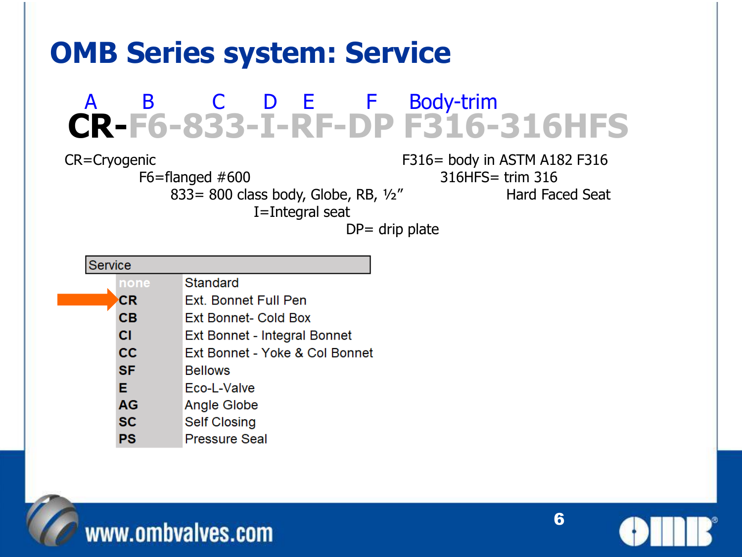# OMB Series system: Service

A B C D E F Body-trim

**CR-F6-833-I-RF-DP F316-316HFS**

CR=Cryogenic

F6=flanged #600

833= 800 class body, Globe, RB, ½"

I=Integral seat

DP= drip plate

F316= body in ASTM A182 F316

316HFS= trim 316 Hard Faced Seat

| Service | |
|---|---|
| none | Standard |
| **CR** | Ext. Bonnet Full Pen |
| **CB** | Ext Bonnet- Cold Box |
| **CI** | Ext Bonnet - Integral Bonnet |
| **CC** | Ext Bonnet - Yoke & Col Bonnet |
| **SF** | Bellows |
| **E** | Eco-L-Valve |
| **AG** | Angle Globe |
| **SC** | Self Closing |
| **PS** | Pressure Seal |

www.ombvalves.com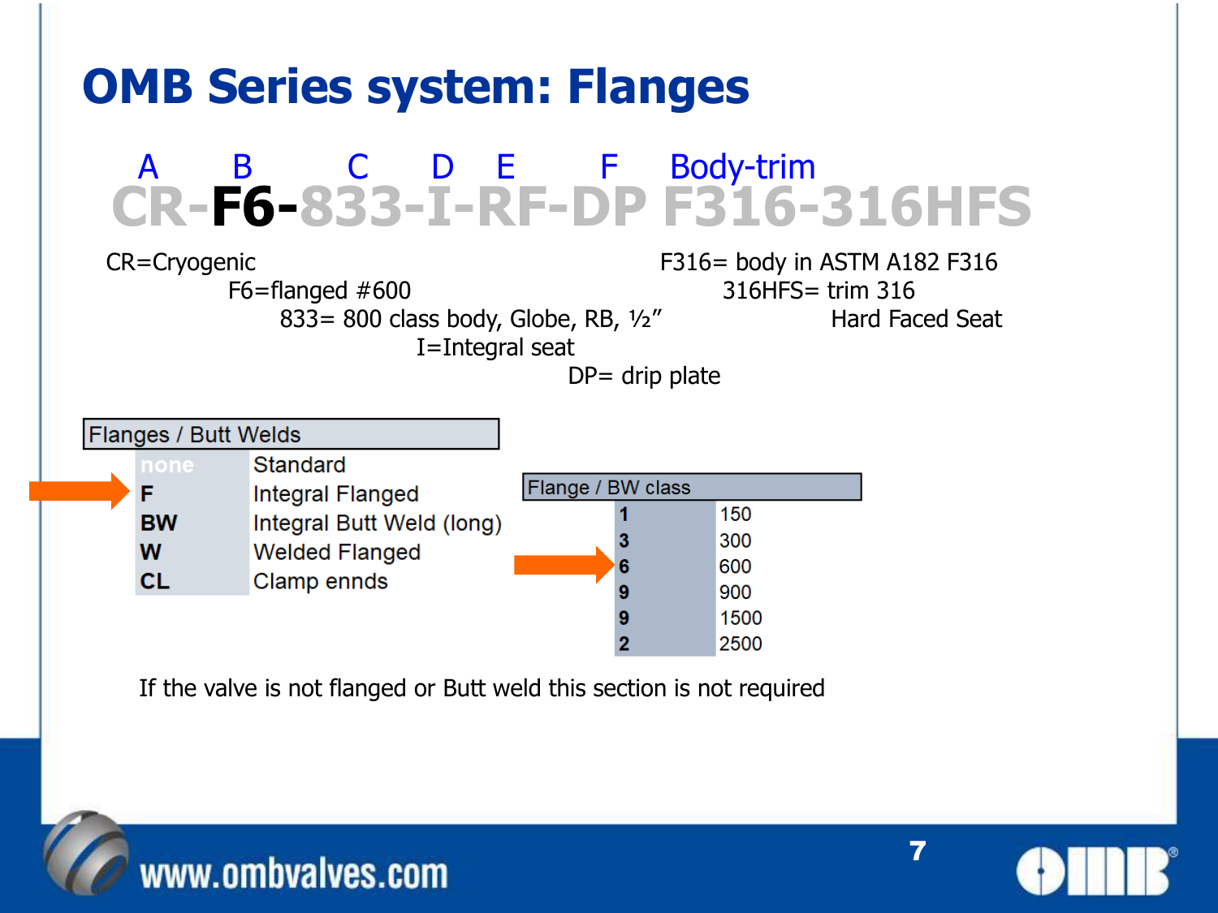# OMB Series system: Flanges

| A | B | C | D | E | F | Body-trim |
|---|---|---|---|---|---|---|
| CR- | **F6**- | 833- | I- | RF- | DP | F316-316HFS |

CR=Cryogenic

F6=flanged #600

833= 800 class body, Globe, RB, ½"

I=Integral seat

DP= drip plate

F316= body in ASTM A182 F316

316HFS= trim 316 Hard Faced Seat

| Flanges / Butt Welds | |
|---|---|
| none | Standard |
| **F** | Integral Flanged |
| **BW** | Integral Butt Weld (long) |
| **W** | Welded Flanged |
| **CL** | Clamp ennds |

| Flange / BW class | |
|---|---|
| **1** | 150 |
| **3** | 300 |
| **6** | 600 |
| **9** | 900 |
| **9** | 1500 |
| **2** | 2500 |

If the valve is not flanged or Butt weld this section is not required

www.ombvalves.com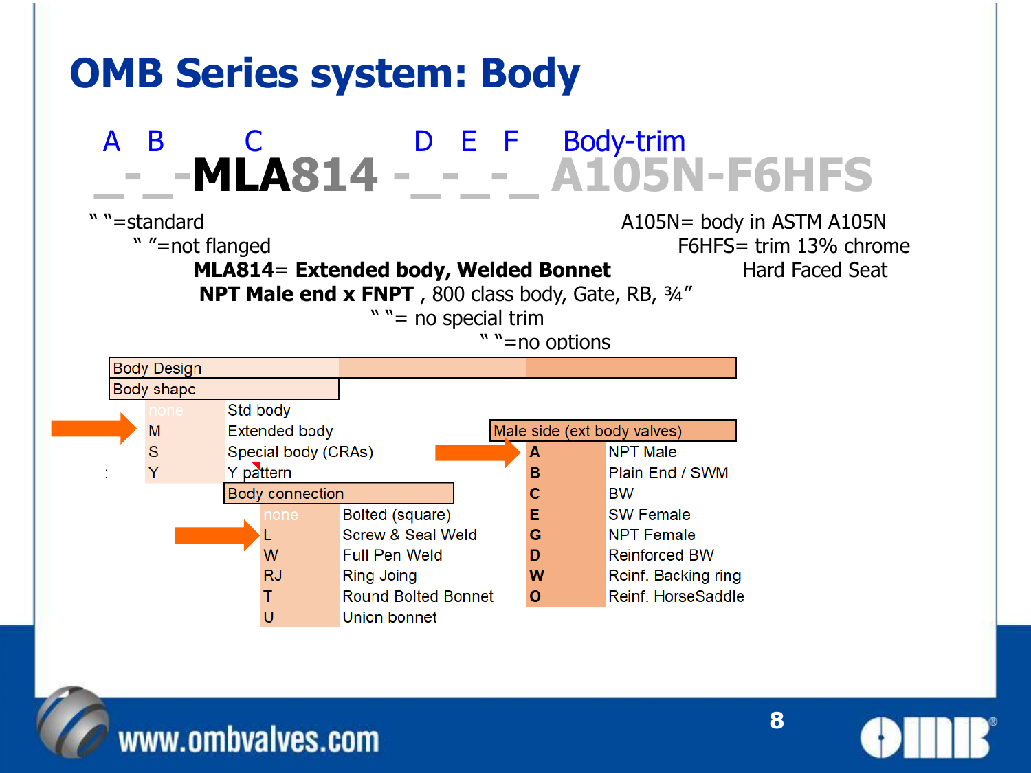# OMB Series system: Body

A B C D E F Body-trim

_-_-MLA814 -_-_-_ A105N-F6HFS

" "=standard

" "=not flanged

**MLA814**= **Extended body, Welded Bonnet**

**NPT Male end x FNPT** , 800 class body, Gate, RB, ¾"

" "= no special trim

" "=no options

A105N= body in ASTM A105N

F6HFS= trim 13% chrome Hard Faced Seat

**Body Design**

**Body shape**

| Code | Description |
|---|---|
| none | Std body |
| M | Extended body |
| S | Special body (CRAs) |
| Y | Y pattern |

**Body connection**

| Code | Description |
|---|---|
| none | Bolted (square) |
| L | Screw & Seal Weld |
| W | Full Pen Weld |
| RJ | Ring Joing |
| T | Round Bolted Bonnet |
| U | Union bonnet |

**Male side (ext body valves)**

| Code | Description |
|---|---|
| A | NPT Male |
| B | Plain End / SWM |
| C | BW |
| E | SW Female |
| G | NPT Female |
| D | Reinforced BW |
| W | Reinf. Backing ring |
| O | Reinf. HorseSaddle |

www.ombvalves.com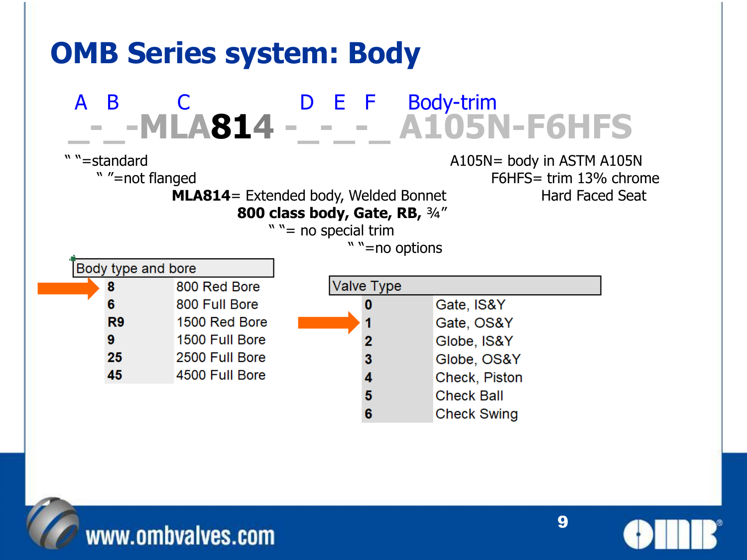# OMB Series system: Body

A B C D E F Body-trim

_-_-MLA**814** -_-_-_ A105N-F6HFS

" "=standard

" "=not flanged

**MLA814**= Extended body, Welded Bonnet

**800 class body, Gate, RB,** ¾"

" "= no special trim

" "=no options

A105N= body in ASTM A105N

F6HFS= trim 13% chrome Hard Faced Seat

| Body type and bore | |
|---|---|
| **8** | 800 Red Bore |
| **6** | 800 Full Bore |
| **R9** | 1500 Red Bore |
| **9** | 1500 Full Bore |
| **25** | 2500 Full Bore |
| **45** | 4500 Full Bore |

| Valve Type | |
|---|---|
| **0** | Gate, IS&Y |
| **1** | Gate, OS&Y |
| **2** | Globe, IS&Y |
| **3** | Globe, OS&Y |
| **4** | Check, Piston |
| **5** | Check Ball |
| **6** | Check Swing |

www.ombvalves.com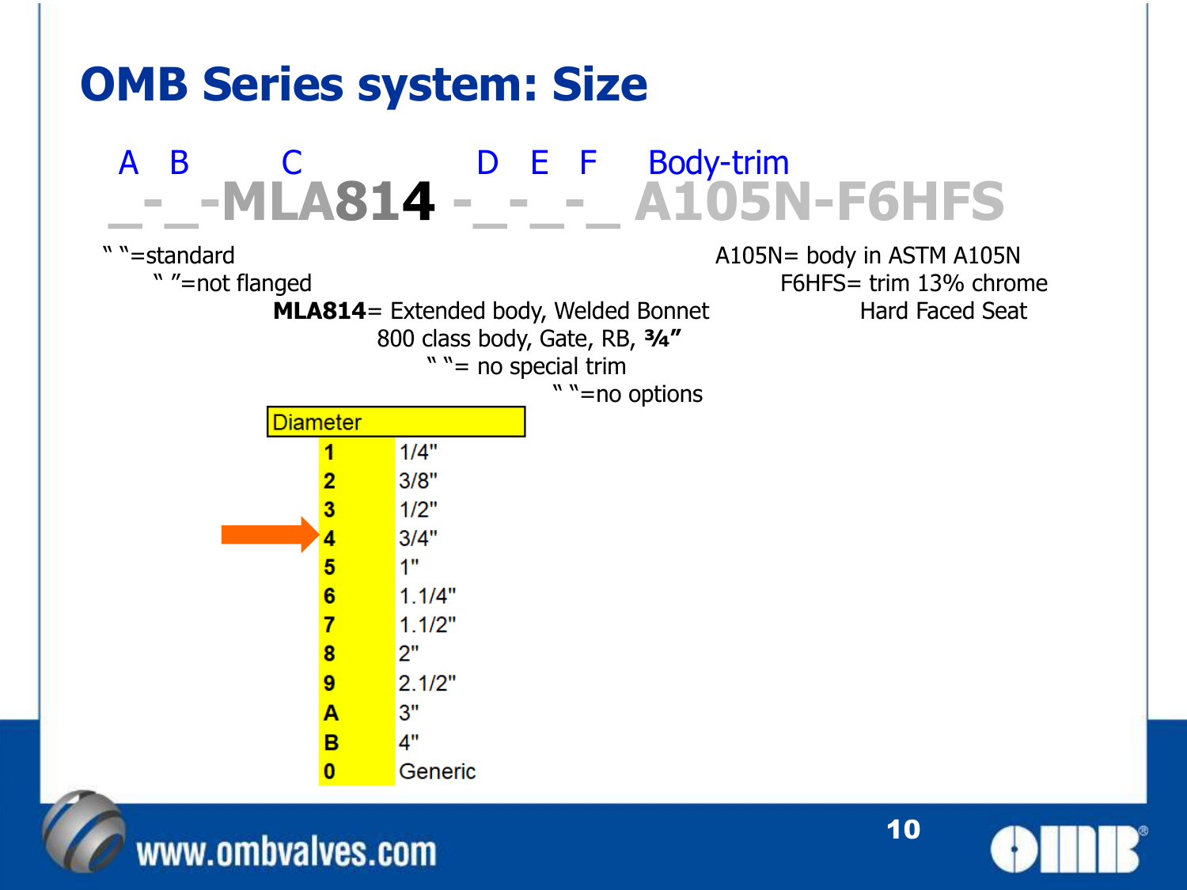# OMB Series system: Size

A B C D E F Body-trim

_-_-MLA814 -_-_-_ A105N-F6HFS

" "=standard

" "=not flanged

**MLA814**= Extended body, Welded Bonnet 800 class body, Gate, RB, **¾"**

" "= no special trim

" "=no options

A105N= body in ASTM A105N

F6HFS= trim 13% chrome Hard Faced Seat

| Diameter | |
|---|---|
| **1** | 1/4" |
| **2** | 3/8" |
| **3** | 1/2" |
| **4** | 3/4" |
| **5** | 1" |
| **6** | 1.1/4" |
| **7** | 1.1/2" |
| **8** | 2" |
| **9** | 2.1/2" |
| **A** | 3" |
| **B** | 4" |
| **0** | Generic |

www.ombvalves.com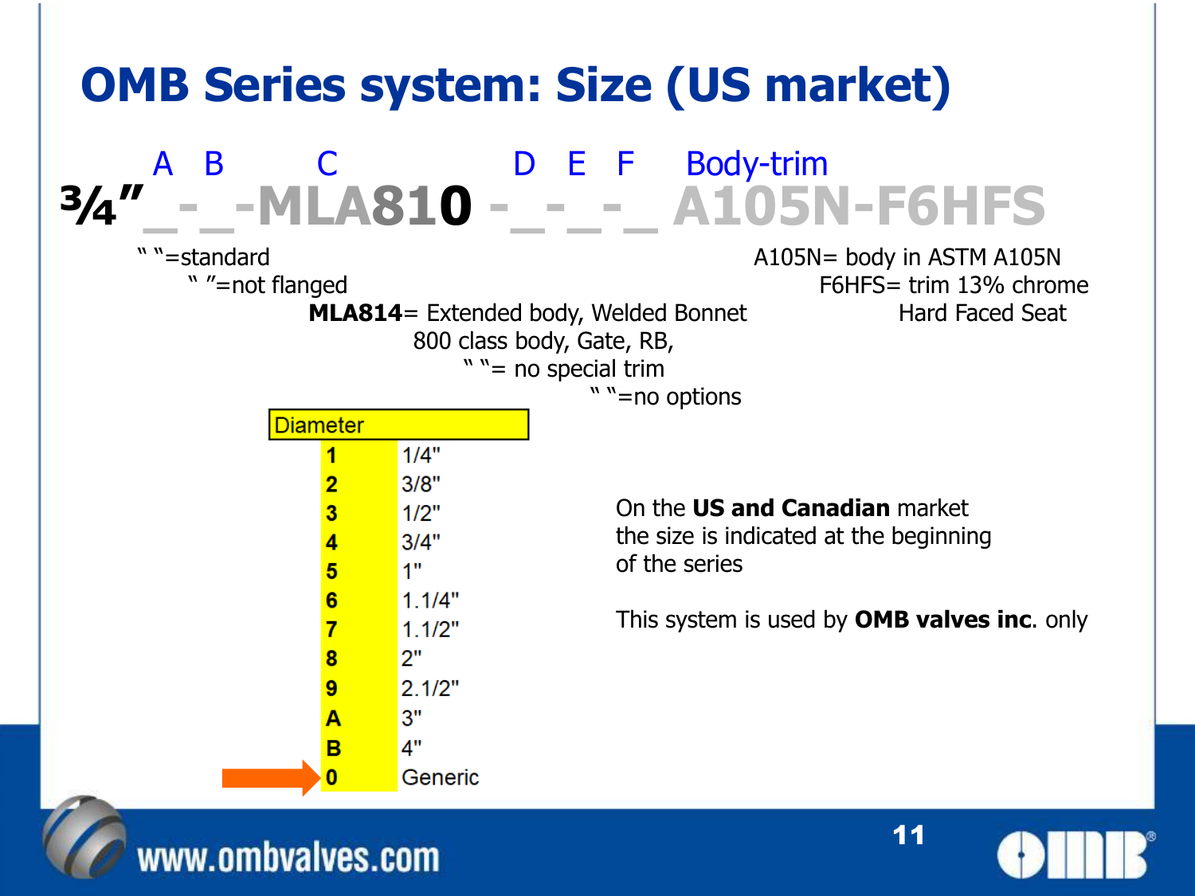# OMB Series system: Size (US market)

A B C D E F Body-trim

**¾" _ - _ -MLA810 - _ - _ - _ A105N-F6HFS**

" "=standard

" "=not flanged

**MLA814**= Extended body, Welded Bonnet 800 class body, Gate, RB,

" "= no special trim

" "=no options

A105N= body in ASTM A105N

F6HFS= trim 13% chrome Hard Faced Seat

| Diameter | |
|---|---|
| **1** | 1/4" |
| **2** | 3/8" |
| **3** | 1/2" |
| **4** | 3/4" |
| **5** | 1" |
| **6** | 1.1/4" |
| **7** | 1.1/2" |
| **8** | 2" |
| **9** | 2.1/2" |
| **A** | 3" |
| **B** | 4" |
| **0** | Generic |

On the **US and Canadian** market the size is indicated at the beginning of the series

This system is used by **OMB valves inc**. only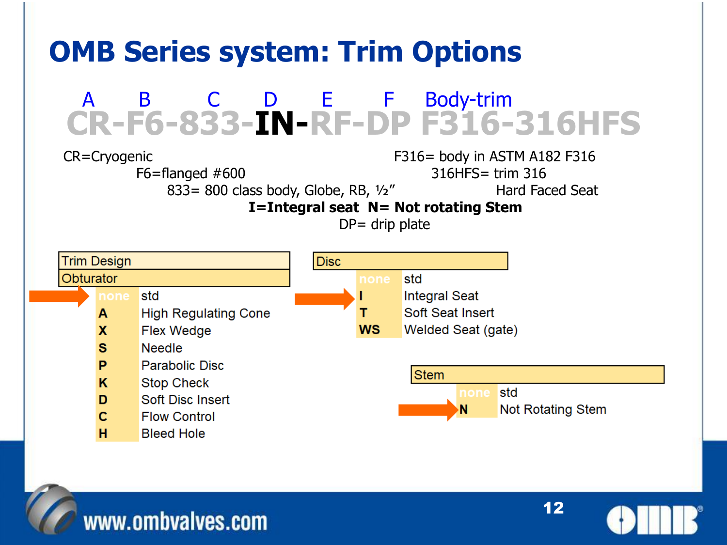# OMB Series system: Trim Options

| A | B | C | D | E | F | Body-trim |
|---|---|---|---|---|---|---|
| CR- | F6- | 833- | **IN**- | RF- | DP | F316-316HFS |

CR=Cryogenic

F6=flanged #600

833= 800 class body, Globe, RB, ½"

**I=Integral seat N= Not rotating Stem**

DP= drip plate

F316= body in ASTM A182 F316

316HFS= trim 316 Hard Faced Seat

| Trim Design | |
|---|---|
| **Obturator** | |
| none | std |
| **A** | High Regulating Cone |
| **X** | Flex Wedge |
| **S** | Needle |
| **P** | Parabolic Disc |
| **K** | Stop Check |
| **D** | Soft Disc Insert |
| **C** | Flow Control |
| **H** | Bleed Hole |

| Disc | |
|---|---|
| none | std |
| **I** | Integral Seat |
| **T** | Soft Seat Insert |
| **WS** | Welded Seat (gate) |

| Stem | |
|---|---|
| none | std |
| **N** | Not Rotating Stem |

www.ombvalves.com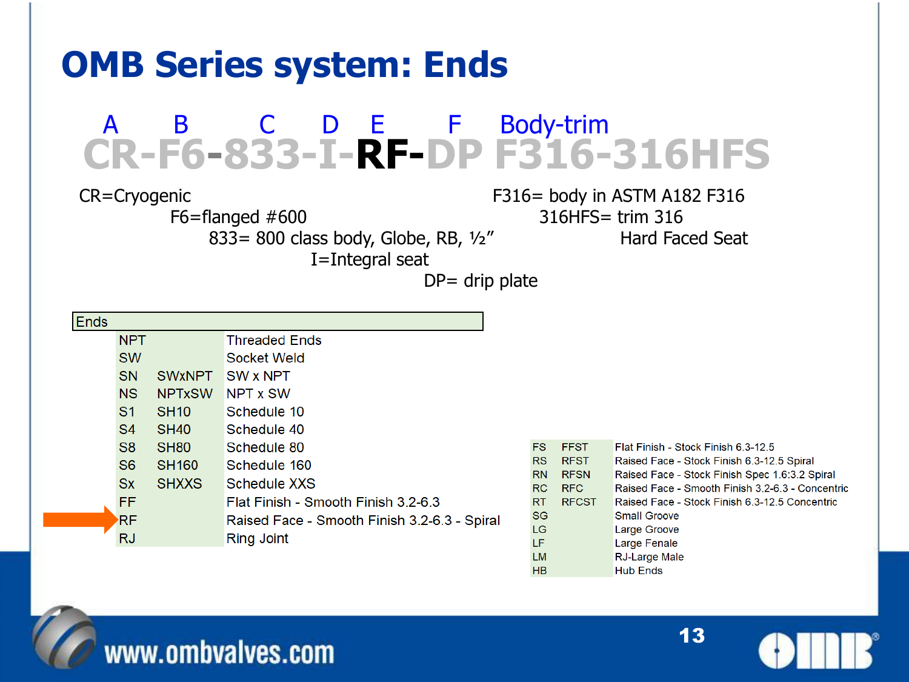# OMB Series system: Ends

A B C D E F Body-trim

**CR-F6-833-I-RF-DP F316-316HFS**

CR=Cryogenic

F6=flanged #600

833= 800 class body, Globe, RB, ½"

I=Integral seat

DP= drip plate

F316= body in ASTM A182 F316

316HFS= trim 316 Hard Faced Seat

| Ends | | |
|---|---|---|
| NPT | | Threaded Ends |
| SW | | Socket Weld |
| SN | SWxNPT | SW x NPT |
| NS | NPTxSW | NPT x SW |
| S1 | SH10 | Schedule 10 |
| S4 | SH40 | Schedule 40 |
| S8 | SH80 | Schedule 80 |
| S6 | SH160 | Schedule 160 |
| Sx | SHXXS | Schedule XXS |
| FF | | Flat Finish - Smooth Finish 3.2-6.3 |
| RF | | Raised Face - Smooth Finish 3.2-6.3 - Spiral |
| RJ | | Ring Joint |

| | | |
|---|---|---|
| FS | FFST | Flat Finish - Stock Finish 6.3-12.5 |
| RS | RFST | Raised Face - Stock Finish 6.3-12.5 Spiral |
| RN | RFSN | Raised Face - Stock Finish Spec 1.6:3.2 Spiral |
| RC | RFC | Raised Face - Smooth Finish 3.2-6.3 - Concentric |
| RT | RFCST | Raised Face - Stock Finish 6.3-12.5 Concentric |
| SG | | Small Groove |
| LG | | Large Groove |
| LF | | Large Fenale |
| LM | | RJ-Large Male |
| HB | | Hub Ends |

www.ombvalves.com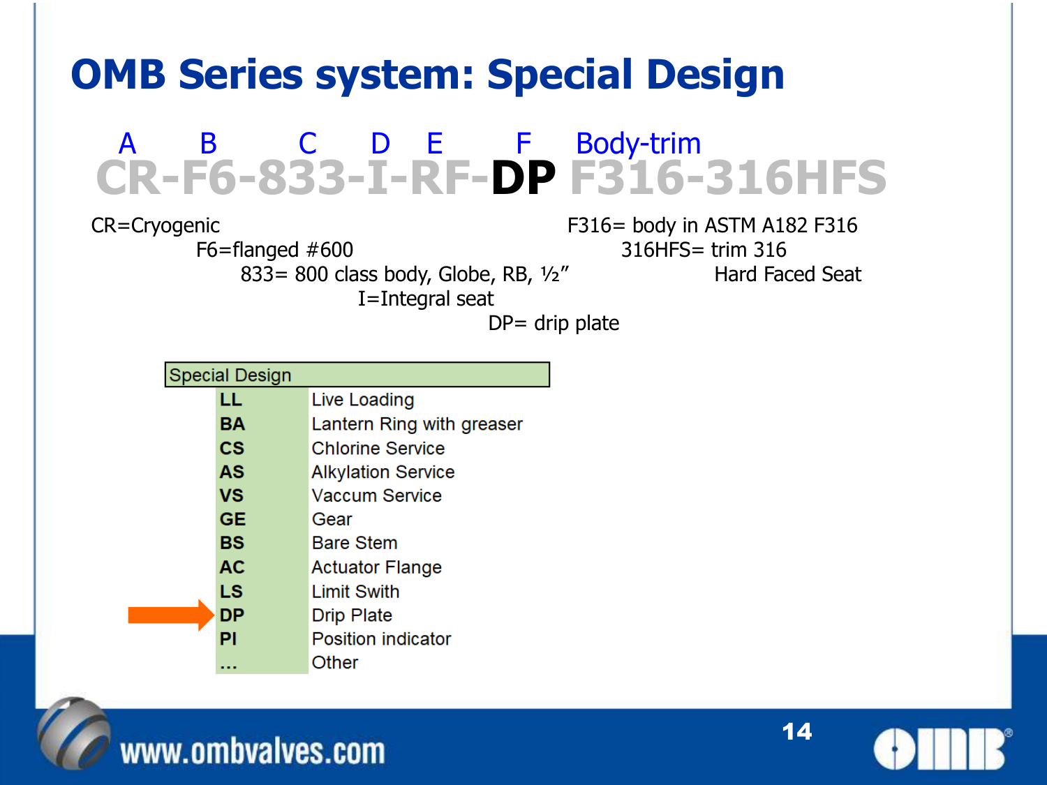# OMB Series system: Special Design

A B C D E F Body-trim

**CR-F6-833-I-RF-DP F316-316HFS**

CR=Cryogenic

F6=flanged #600

833= 800 class body, Globe, RB, ½"

I=Integral seat

DP= drip plate

F316= body in ASTM A182 F316

316HFS= trim 316 Hard Faced Seat

| Special Design | |
|---|---|
| **LL** | Live Loading |
| **BA** | Lantern Ring with greaser |
| **CS** | Chlorine Service |
| **AS** | Alkylation Service |
| **VS** | Vaccum Service |
| **GE** | Gear |
| **BS** | Bare Stem |
| **AC** | Actuator Flange |
| **LS** | Limit Swith |
| **DP** | Drip Plate |
| **PI** | Position indicator |
| **...** | Other |

www.ombvalves.com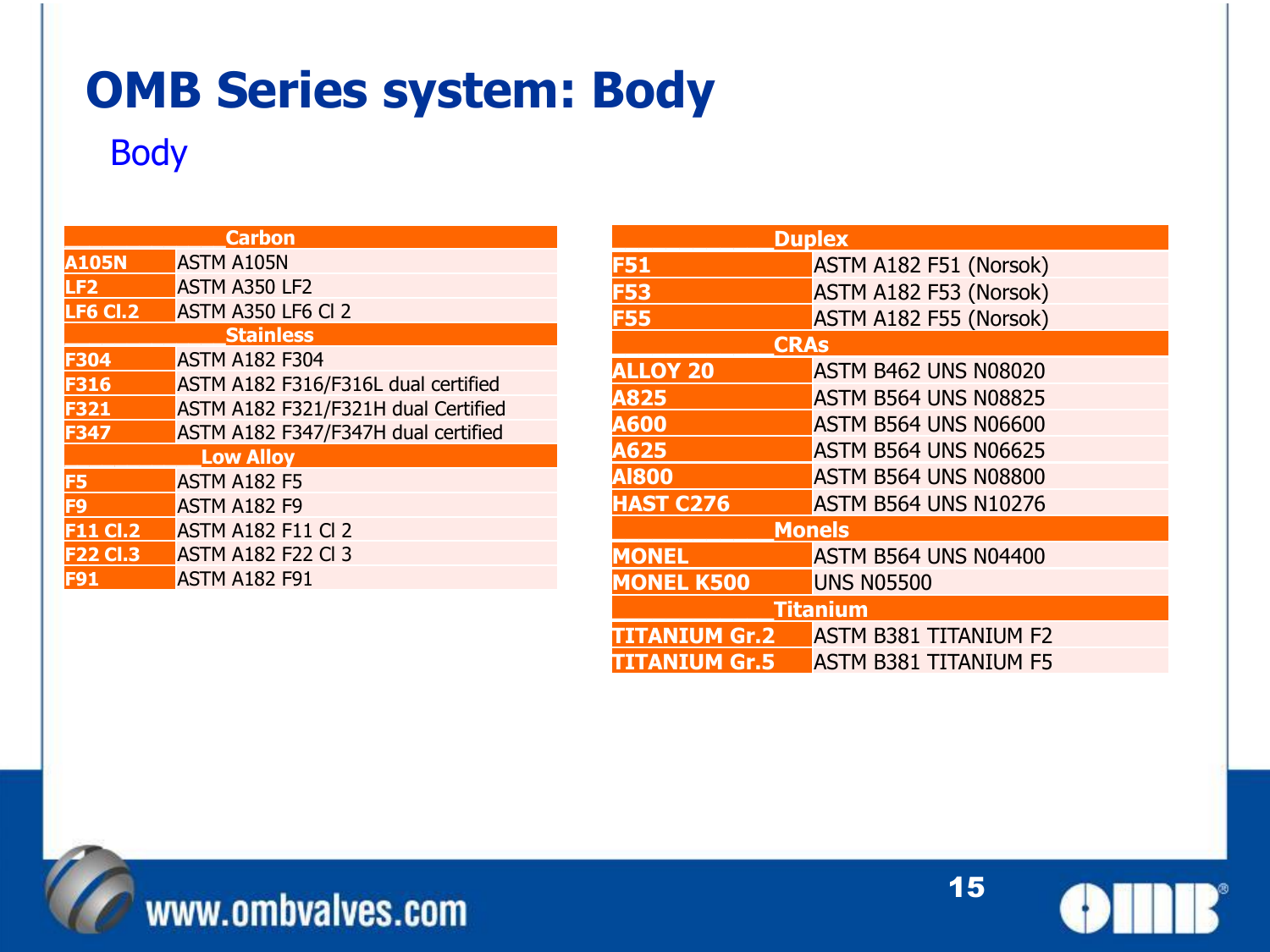# OMB Series system: Body

## Body

| Carbon | |
|---|---|
| **A105N** | ASTM A105N |
| **LF2** | ASTM A350 LF2 |
| **LF6 Cl.2** | ASTM A350 LF6 Cl 2 |
| **Stainless** | |
| **F304** | ASTM A182 F304 |
| **F316** | ASTM A182 F316/F316L dual certified |
| **F321** | ASTM A182 F321/F321H dual Certified |
| **F347** | ASTM A182 F347/F347H dual certified |
| **Low Alloy** | |
| **F5** | ASTM A182 F5 |
| **F9** | ASTM A182 F9 |
| **F11 Cl.2** | ASTM A182 F11 Cl 2 |
| **F22 Cl.3** | ASTM A182 F22 Cl 3 |
| **F91** | ASTM A182 F91 |

| Duplex | |
|---|---|
| **F51** | ASTM A182 F51 (Norsok) |
| **F53** | ASTM A182 F53 (Norsok) |
| **F55** | ASTM A182 F55 (Norsok) |
| **CRAs** | |
| **ALLOY 20** | ASTM B462 UNS N08020 |
| **A825** | ASTM B564 UNS N08825 |
| **A600** | ASTM B564 UNS N06600 |
| **A625** | ASTM B564 UNS N06625 |
| **Al800** | ASTM B564 UNS N08800 |
| **HAST C276** | ASTM B564 UNS N10276 |
| **Monels** | |
| **MONEL** | ASTM B564 UNS N04400 |
| **MONEL K500** | UNS N05500 |
| **Titanium** | |
| **TITANIUM Gr.2** | ASTM B381 TITANIUM F2 |
| **TITANIUM Gr.5** | ASTM B381 TITANIUM F5 |

www.ombvalves.com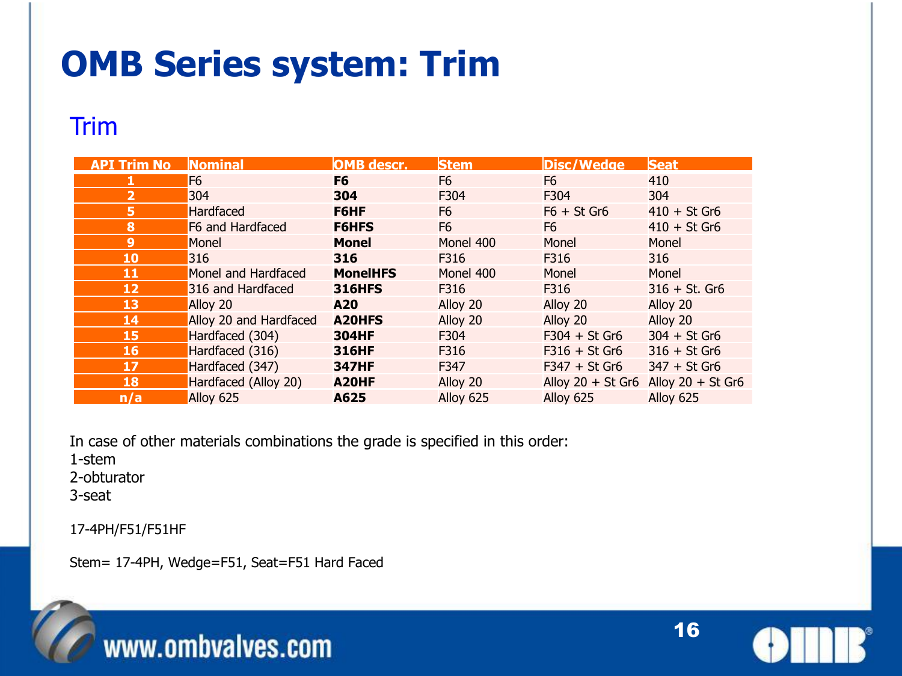# OMB Series system: Trim

## Trim

| API Trim No | Nominal | OMB descr. | Stem | Disc/Wedge | Seat |
|---|---|---|---|---|---|
| 1 | F6 | **F6** | F6 | F6 | 410 |
| 2 | 304 | **304** | F304 | F304 | 304 |
| 5 | Hardfaced | **F6HF** | F6 | F6 + St Gr6 | 410 + St Gr6 |
| 8 | F6 and Hardfaced | **F6HFS** | F6 | F6 | 410 + St Gr6 |
| 9 | Monel | **Monel** | Monel 400 | Monel | Monel |
| 10 | 316 | **316** | F316 | F316 | 316 |
| 11 | Monel and Hardfaced | **MonelHFS** | Monel 400 | Monel | Monel |
| 12 | 316 and Hardfaced | **316HFS** | F316 | F316 | 316 + St. Gr6 |
| 13 | Alloy 20 | **A20** | Alloy 20 | Alloy 20 | Alloy 20 |
| 14 | Alloy 20 and Hardfaced | **A20HFS** | Alloy 20 | Alloy 20 | Alloy 20 |
| 15 | Hardfaced (304) | **304HF** | F304 | F304 + St Gr6 | 304 + St Gr6 |
| 16 | Hardfaced (316) | **316HF** | F316 | F316 + St Gr6 | 316 + St Gr6 |
| 17 | Hardfaced (347) | **347HF** | F347 | F347 + St Gr6 | 347 + St Gr6 |
| 18 | Hardfaced (Alloy 20) | **A20HF** | Alloy 20 | Alloy 20 + St Gr6 | Alloy 20 + St Gr6 |
| n/a | Alloy 625 | **A625** | Alloy 625 | Alloy 625 | Alloy 625 |

In case of other materials combinations the grade is specified in this order:
1-stem
2-obturator
3-seat

17-4PH/F51/F51HF

Stem= 17-4PH, Wedge=F51, Seat=F51 Hard Faced

www.ombvalves.com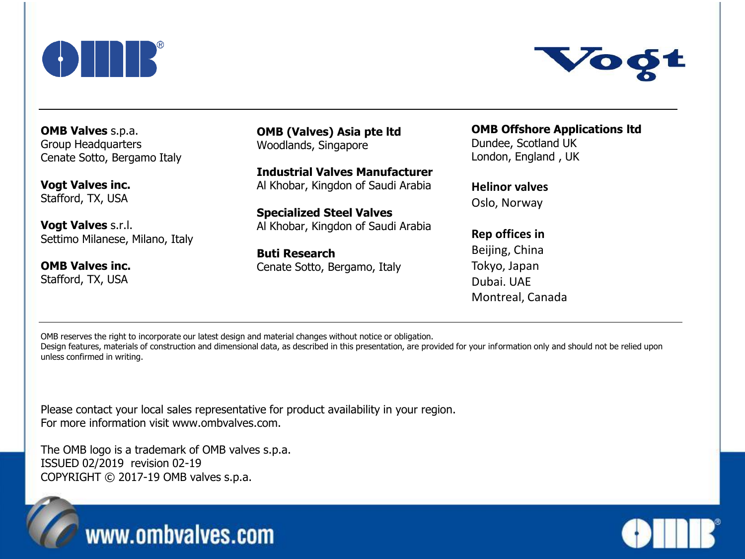**OMB Valves** s.p.a.
Group Headquarters
Cenate Sotto, Bergamo Italy

**Vogt Valves inc.**
Stafford, TX, USA

**Vogt Valves** s.r.l.
Settimo Milanese, Milano, Italy

**OMB Valves inc.**
Stafford, TX, USA

**OMB (Valves) Asia pte ltd**
Woodlands, Singapore

**Industrial Valves Manufacturer**
Al Khobar, Kingdon of Saudi Arabia

**Specialized Steel Valves**
Al Khobar, Kingdon of Saudi Arabia

**Buti Research**
Cenate Sotto, Bergamo, Italy

**OMB Offshore Applications ltd**
Dundee, Scotland UK
London, England , UK

**Helinor valves**
Oslo, Norway

**Rep offices in**
Beijing, China
Tokyo, Japan
Dubai. UAE
Montreal, Canada

---

OMB reserves the right to incorporate our latest design and material changes without notice or obligation.
Design features, materials of construction and dimensional data, as described in this presentation, are provided for your information only and should not be relied upon unless confirmed in writing.

Please contact your local sales representative for product availability in your region.
For more information visit www.ombvalves.com.

The OMB logo is a trademark of OMB valves s.p.a.
ISSUED 02/2019 revision 02-19
COPYRIGHT © 2017-19 OMB valves s.p.a.

www.ombvalves.com